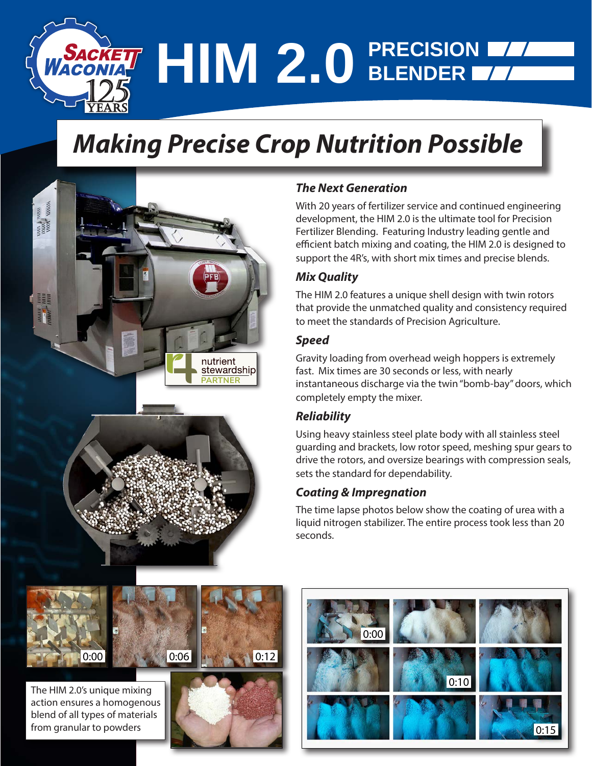# HIM 2.0 PRECISION BLENDER

## Making Precise Crop Nutrition Possible

### The Next Generation

With 20 years of fertilizer service and continued engineering development, the HIM 2.0 is the ultimate tool for Precision Fertilizer Blending. Featuring Industry leading gentle and efficient batch mixing and coating, the HIM 2.0 is designed to support the 4R's, with short mix times and precise blends.

### Mix Quality

The HIM 2.0 features a unique shell design with twin rotors that provide the unmatched quality and consistency required to meet the standards of Precision Agriculture.

### Speed

Gravity loading from overhead weigh hoppers is extremely fast. Mix times are 30 seconds or less, with nearly instantaneous discharge via the twin "bomb-bay" doors, which completely empty the mixer.

### Reliability

Using heavy stainless steel plate body with all stainless steel guarding and brackets, low rotor speed, meshing spur gears to drive the rotors, and oversize bearings with compression seals, sets the standard for dependability.

### Coating & Impregnation

The time lapse photos below show the coating of urea with a liquid nitrogen stabilizer. The entire process took less than 20 seconds.

The HIM 2.0's unique mixing action ensures a homogenous blend of all types of materials from granular to powders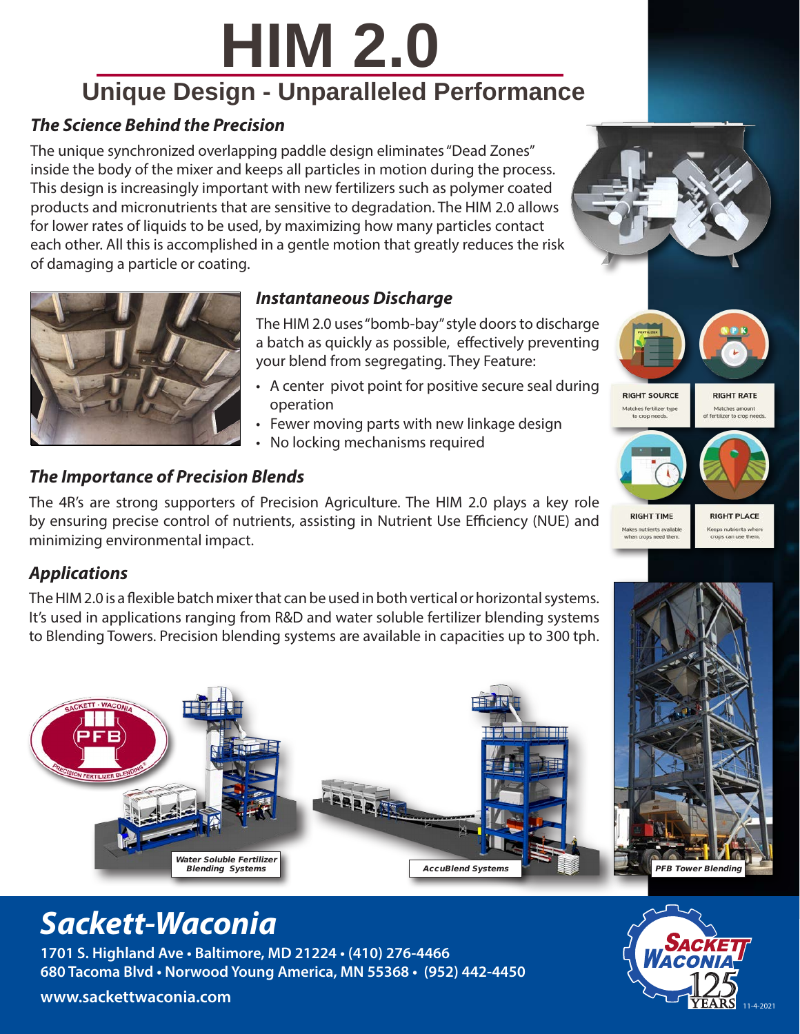# HIM 2.0

## Unique Design - Unparalleled Performance

### *The Science Behind the Precision*

The unique synchronized overlapping paddle design eliminates "Dead Zones" inside the body of the mixer and keeps all particles in motion during the process. This design is increasingly important with new fertilizers such as polymer coated products and micronutrients that are sensitive to degradation. The HIM 2.0 allows for lower rates of liquids to be used, by maximizing how many particles contact each other. All this is accomplished in a gentle motion that greatly reduces the risk of damaging a particle or coating.

### *Instantaneous Discharge*

The HIM 2.0 uses "bomb-bay" style doors to discharge a batch as quickly as possible, effectively preventing your blend from segregating. They Feature:

- A center pivot point for positive secure seal during operation
- Fewer moving parts with new linkage design
- No locking mechanisms required

RIGHT SOURCE
Matches fertilizer type to crop needs.

RIGHT RATE
Matches amount of fertilizer to crop needs.

RIGHT TIME
Makes nutrients available when crops need them.

RIGHT PLACE
Keeps nutrients where crops can use them.

### *The Importance of Precision Blends*

The 4R's are strong supporters of Precision Agriculture. The HIM 2.0 plays a key role by ensuring precise control of nutrients, assisting in Nutrient Use Efficiency (NUE) and minimizing environmental impact.

### *Applications*

The HIM 2.0 is a flexible batch mixer that can be used in both vertical or horizontal systems. It's used in applications ranging from R&D and water soluble fertilizer blending systems to Blending Towers. Precision blending systems are available in capacities up to 300 tph.

*Water Soluble Fertilizer Blending Systems*

*AccuBlend Systems*

*PFB Tower Blending*

## *Sackett-Waconia*

**1701 S. Highland Ave • Baltimore, MD 21224 • (410) 276-4466**
**680 Tacoma Blvd • Norwood Young America, MN 55368 • (952) 442-4450**

**www.sackettwaconia.com**

11-4-2021